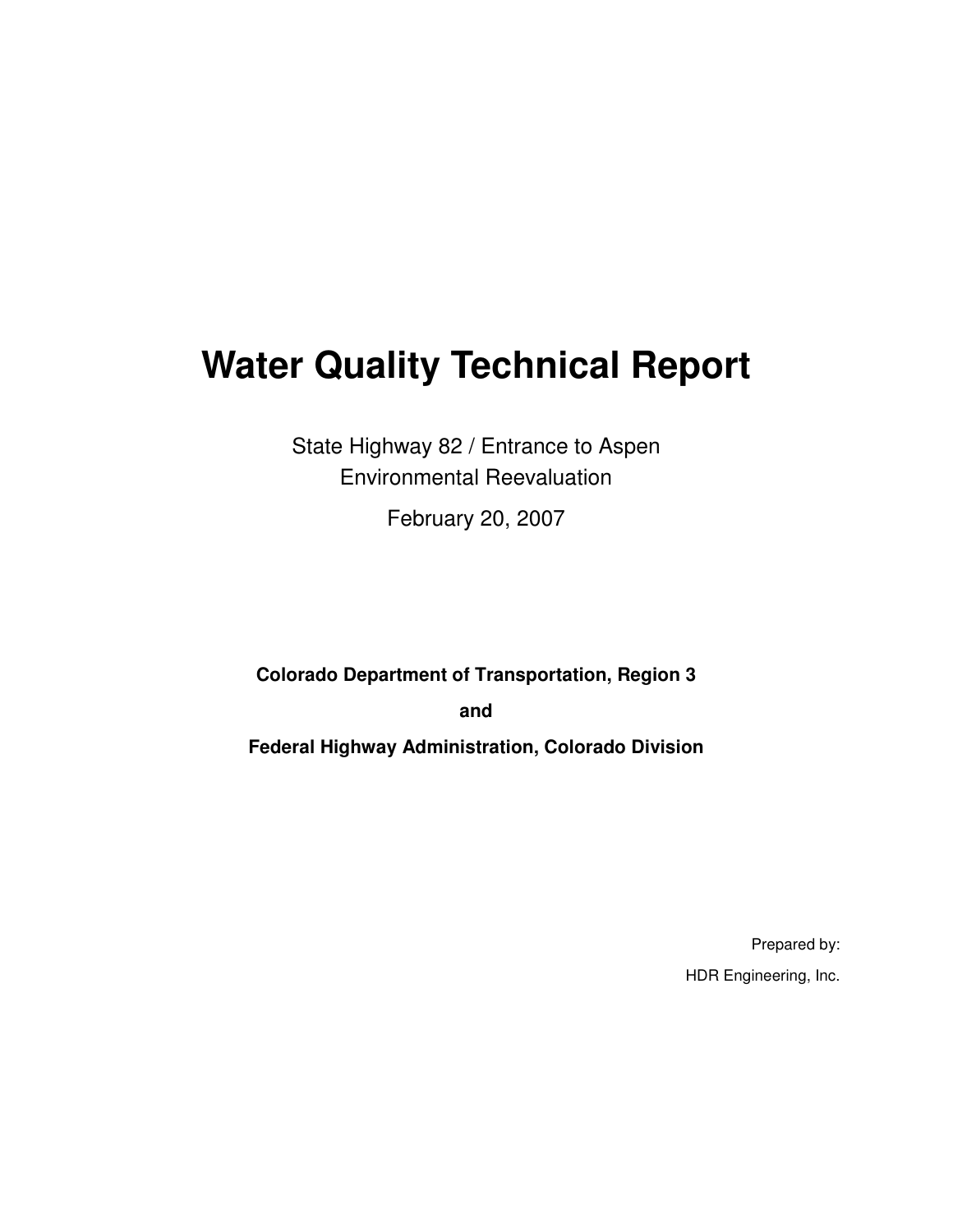# Water Quality Technical Report

State Highway 82 / Entrance to Aspen
Environmental Reevaluation

February 20, 2007

**Colorado Department of Transportation, Region 3**

**and**

**Federal Highway Administration, Colorado Division**

Prepared by:

HDR Engineering, Inc.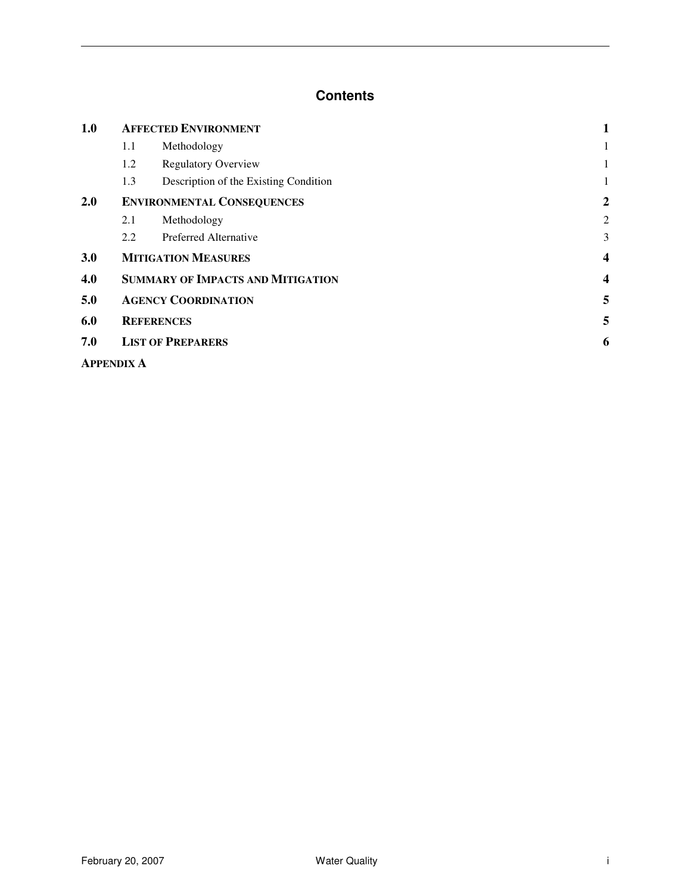# Contents

| | | |
|---|---|---|
| **1.0** | **AFFECTED ENVIRONMENT** | **1** |
| 1.1 | Methodology | 1 |
| 1.2 | Regulatory Overview | 1 |
| 1.3 | Description of the Existing Condition | 1 |
| **2.0** | **ENVIRONMENTAL CONSEQUENCES** | **2** |
| 2.1 | Methodology | 2 |
| 2.2 | Preferred Alternative | 3 |
| **3.0** | **MITIGATION MEASURES** | **4** |
| **4.0** | **SUMMARY OF IMPACTS AND MITIGATION** | **4** |
| **5.0** | **AGENCY COORDINATION** | **5** |
| **6.0** | **REFERENCES** | **5** |
| **7.0** | **LIST OF PREPARERS** | **6** |
| **APPENDIX A** | | |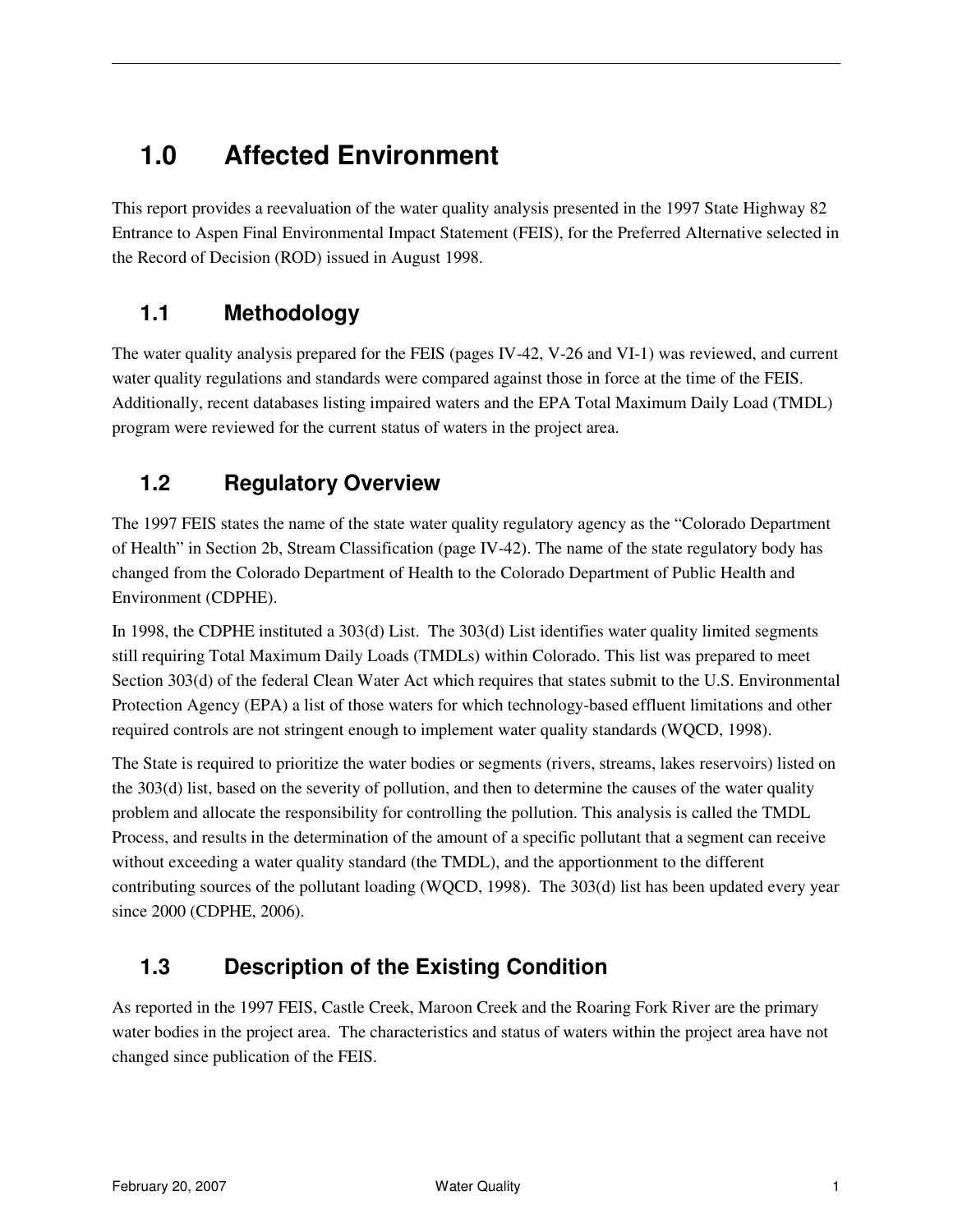# 1.0 Affected Environment

This report provides a reevaluation of the water quality analysis presented in the 1997 State Highway 82 Entrance to Aspen Final Environmental Impact Statement (FEIS), for the Preferred Alternative selected in the Record of Decision (ROD) issued in August 1998.

## 1.1 Methodology

The water quality analysis prepared for the FEIS (pages IV-42, V-26 and VI-1) was reviewed, and current water quality regulations and standards were compared against those in force at the time of the FEIS. Additionally, recent databases listing impaired waters and the EPA Total Maximum Daily Load (TMDL) program were reviewed for the current status of waters in the project area.

## 1.2 Regulatory Overview

The 1997 FEIS states the name of the state water quality regulatory agency as the "Colorado Department of Health" in Section 2b, Stream Classification (page IV-42). The name of the state regulatory body has changed from the Colorado Department of Health to the Colorado Department of Public Health and Environment (CDPHE).

In 1998, the CDPHE instituted a 303(d) List. The 303(d) List identifies water quality limited segments still requiring Total Maximum Daily Loads (TMDLs) within Colorado. This list was prepared to meet Section 303(d) of the federal Clean Water Act which requires that states submit to the U.S. Environmental Protection Agency (EPA) a list of those waters for which technology-based effluent limitations and other required controls are not stringent enough to implement water quality standards (WQCD, 1998).

The State is required to prioritize the water bodies or segments (rivers, streams, lakes reservoirs) listed on the 303(d) list, based on the severity of pollution, and then to determine the causes of the water quality problem and allocate the responsibility for controlling the pollution. This analysis is called the TMDL Process, and results in the determination of the amount of a specific pollutant that a segment can receive without exceeding a water quality standard (the TMDL), and the apportionment to the different contributing sources of the pollutant loading (WQCD, 1998). The 303(d) list has been updated every year since 2000 (CDPHE, 2006).

## 1.3 Description of the Existing Condition

As reported in the 1997 FEIS, Castle Creek, Maroon Creek and the Roaring Fork River are the primary water bodies in the project area. The characteristics and status of waters within the project area have not changed since publication of the FEIS.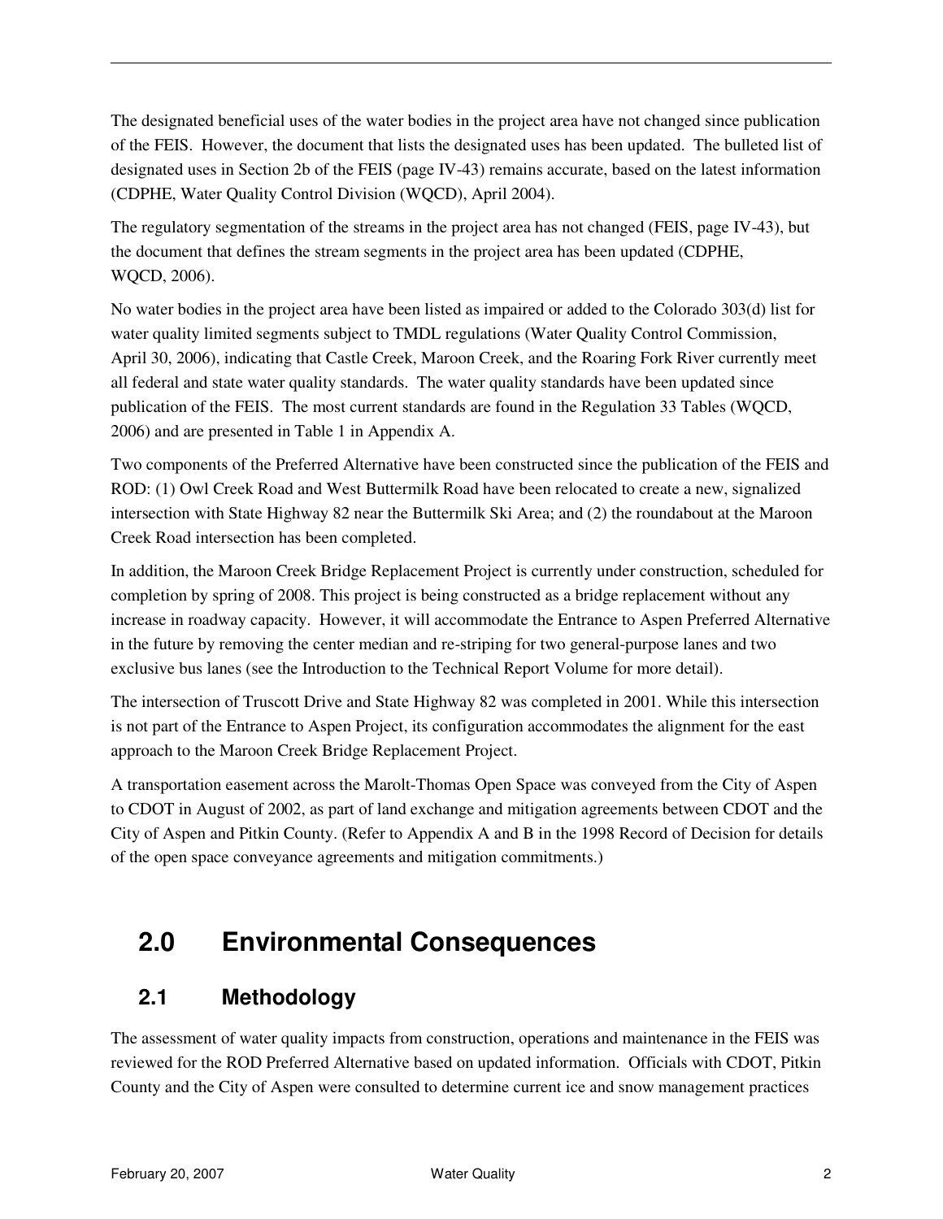The designated beneficial uses of the water bodies in the project area have not changed since publication of the FEIS. However, the document that lists the designated uses has been updated. The bulleted list of designated uses in Section 2b of the FEIS (page IV-43) remains accurate, based on the latest information (CDPHE, Water Quality Control Division (WQCD), April 2004).

The regulatory segmentation of the streams in the project area has not changed (FEIS, page IV-43), but the document that defines the stream segments in the project area has been updated (CDPHE, WQCD, 2006).

No water bodies in the project area have been listed as impaired or added to the Colorado 303(d) list for water quality limited segments subject to TMDL regulations (Water Quality Control Commission, April 30, 2006), indicating that Castle Creek, Maroon Creek, and the Roaring Fork River currently meet all federal and state water quality standards. The water quality standards have been updated since publication of the FEIS. The most current standards are found in the Regulation 33 Tables (WQCD, 2006) and are presented in Table 1 in Appendix A.

Two components of the Preferred Alternative have been constructed since the publication of the FEIS and ROD: (1) Owl Creek Road and West Buttermilk Road have been relocated to create a new, signalized intersection with State Highway 82 near the Buttermilk Ski Area; and (2) the roundabout at the Maroon Creek Road intersection has been completed.

In addition, the Maroon Creek Bridge Replacement Project is currently under construction, scheduled for completion by spring of 2008. This project is being constructed as a bridge replacement without any increase in roadway capacity. However, it will accommodate the Entrance to Aspen Preferred Alternative in the future by removing the center median and re-striping for two general-purpose lanes and two exclusive bus lanes (see the Introduction to the Technical Report Volume for more detail).

The intersection of Truscott Drive and State Highway 82 was completed in 2001. While this intersection is not part of the Entrance to Aspen Project, its configuration accommodates the alignment for the east approach to the Maroon Creek Bridge Replacement Project.

A transportation easement across the Marolt-Thomas Open Space was conveyed from the City of Aspen to CDOT in August of 2002, as part of land exchange and mitigation agreements between CDOT and the City of Aspen and Pitkin County. (Refer to Appendix A and B in the 1998 Record of Decision for details of the open space conveyance agreements and mitigation commitments.)

# 2.0 Environmental Consequences

## 2.1 Methodology

The assessment of water quality impacts from construction, operations and maintenance in the FEIS was reviewed for the ROD Preferred Alternative based on updated information. Officials with CDOT, Pitkin County and the City of Aspen were consulted to determine current ice and snow management practices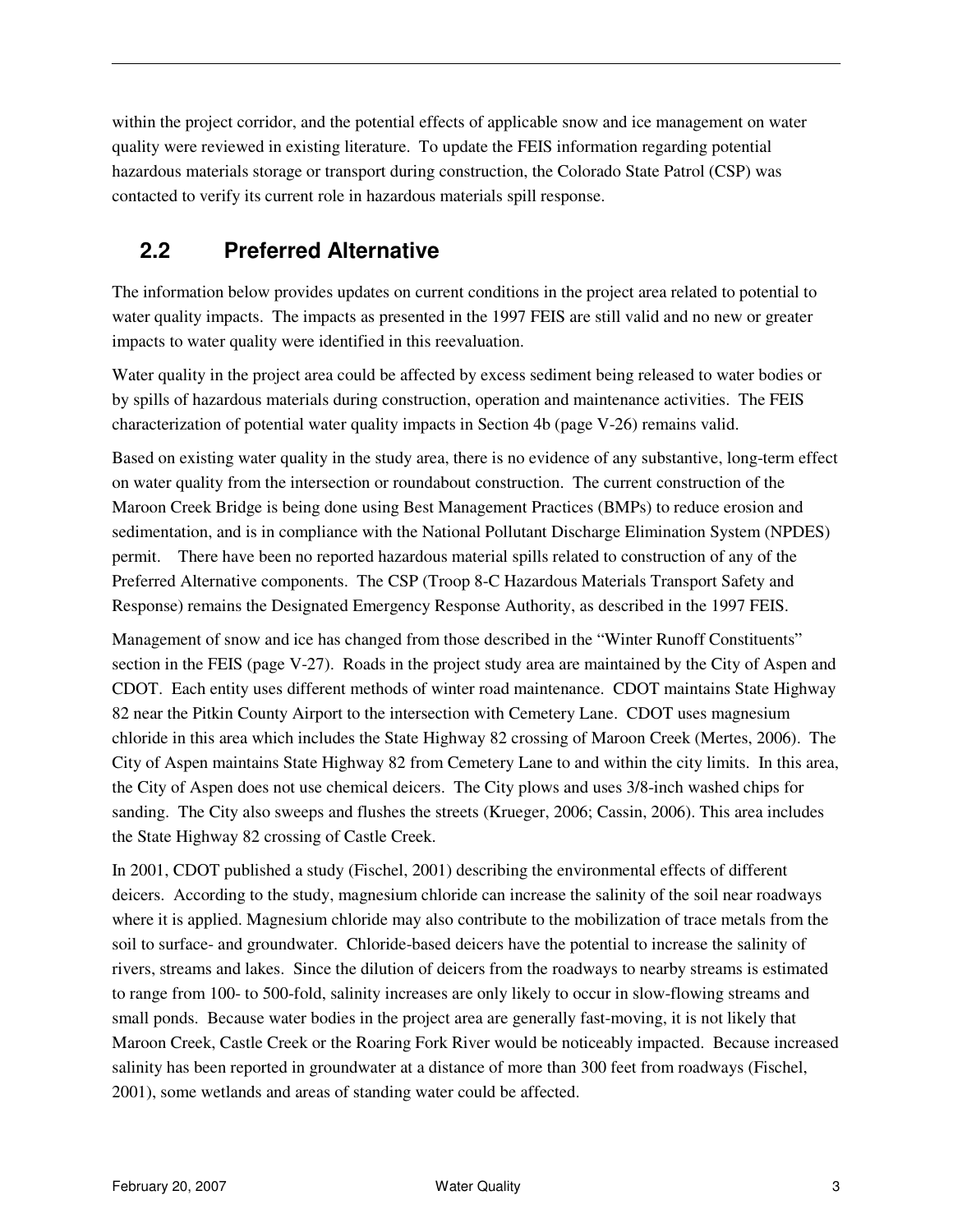within the project corridor, and the potential effects of applicable snow and ice management on water quality were reviewed in existing literature. To update the FEIS information regarding potential hazardous materials storage or transport during construction, the Colorado State Patrol (CSP) was contacted to verify its current role in hazardous materials spill response.

## 2.2 Preferred Alternative

The information below provides updates on current conditions in the project area related to potential to water quality impacts. The impacts as presented in the 1997 FEIS are still valid and no new or greater impacts to water quality were identified in this reevaluation.

Water quality in the project area could be affected by excess sediment being released to water bodies or by spills of hazardous materials during construction, operation and maintenance activities. The FEIS characterization of potential water quality impacts in Section 4b (page V-26) remains valid.

Based on existing water quality in the study area, there is no evidence of any substantive, long-term effect on water quality from the intersection or roundabout construction. The current construction of the Maroon Creek Bridge is being done using Best Management Practices (BMPs) to reduce erosion and sedimentation, and is in compliance with the National Pollutant Discharge Elimination System (NPDES) permit. There have been no reported hazardous material spills related to construction of any of the Preferred Alternative components. The CSP (Troop 8-C Hazardous Materials Transport Safety and Response) remains the Designated Emergency Response Authority, as described in the 1997 FEIS.

Management of snow and ice has changed from those described in the "Winter Runoff Constituents" section in the FEIS (page V-27). Roads in the project study area are maintained by the City of Aspen and CDOT. Each entity uses different methods of winter road maintenance. CDOT maintains State Highway 82 near the Pitkin County Airport to the intersection with Cemetery Lane. CDOT uses magnesium chloride in this area which includes the State Highway 82 crossing of Maroon Creek (Mertes, 2006). The City of Aspen maintains State Highway 82 from Cemetery Lane to and within the city limits. In this area, the City of Aspen does not use chemical deicers. The City plows and uses 3/8-inch washed chips for sanding. The City also sweeps and flushes the streets (Krueger, 2006; Cassin, 2006). This area includes the State Highway 82 crossing of Castle Creek.

In 2001, CDOT published a study (Fischel, 2001) describing the environmental effects of different deicers. According to the study, magnesium chloride can increase the salinity of the soil near roadways where it is applied. Magnesium chloride may also contribute to the mobilization of trace metals from the soil to surface- and groundwater. Chloride-based deicers have the potential to increase the salinity of rivers, streams and lakes. Since the dilution of deicers from the roadways to nearby streams is estimated to range from 100- to 500-fold, salinity increases are only likely to occur in slow-flowing streams and small ponds. Because water bodies in the project area are generally fast-moving, it is not likely that Maroon Creek, Castle Creek or the Roaring Fork River would be noticeably impacted. Because increased salinity has been reported in groundwater at a distance of more than 300 feet from roadways (Fischel, 2001), some wetlands and areas of standing water could be affected.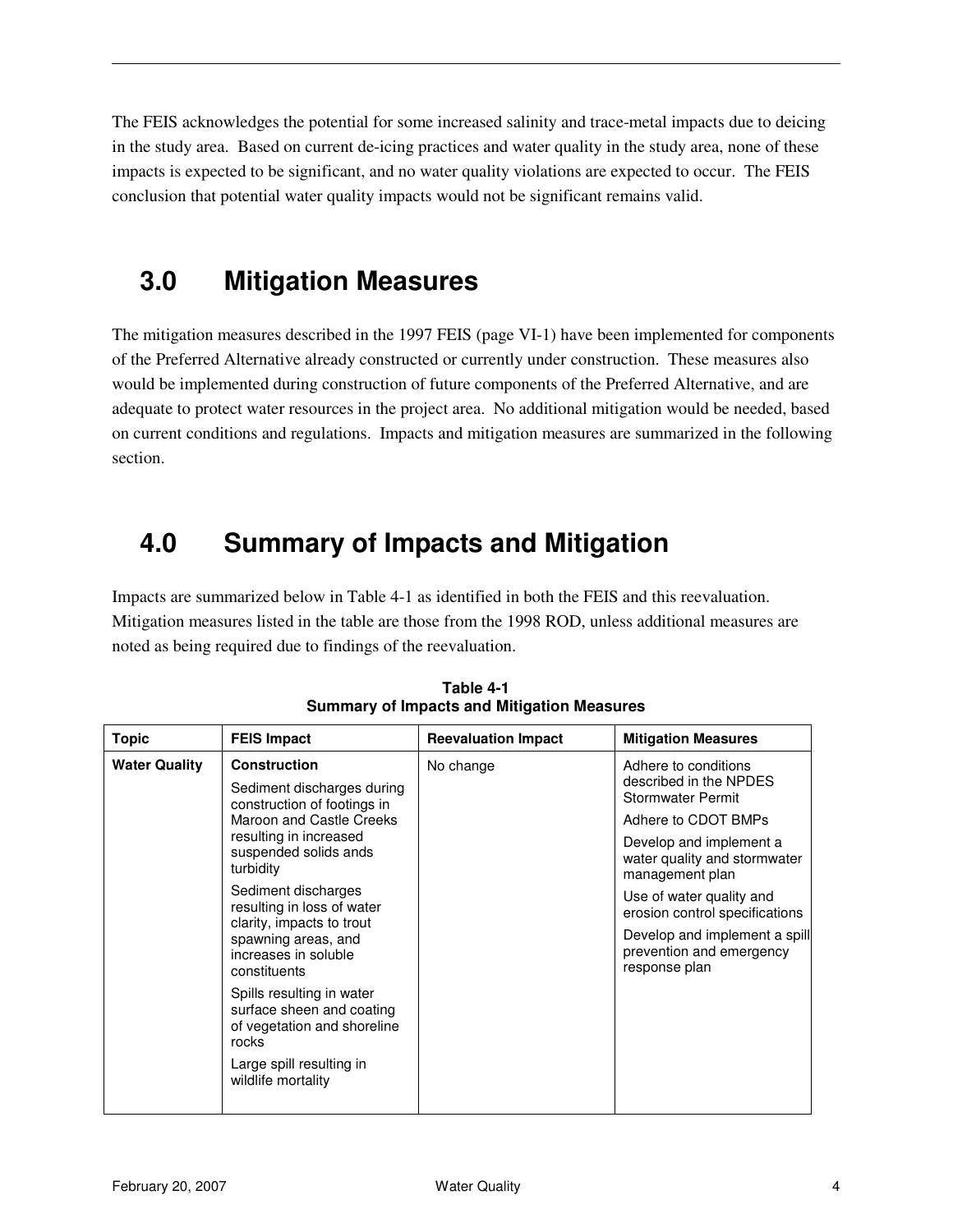The FEIS acknowledges the potential for some increased salinity and trace-metal impacts due to deicing in the study area. Based on current de-icing practices and water quality in the study area, none of these impacts is expected to be significant, and no water quality violations are expected to occur. The FEIS conclusion that potential water quality impacts would not be significant remains valid.

# 3.0 Mitigation Measures

The mitigation measures described in the 1997 FEIS (page VI-1) have been implemented for components of the Preferred Alternative already constructed or currently under construction. These measures also would be implemented during construction of future components of the Preferred Alternative, and are adequate to protect water resources in the project area. No additional mitigation would be needed, based on current conditions and regulations. Impacts and mitigation measures are summarized in the following section.

# 4.0 Summary of Impacts and Mitigation

Impacts are summarized below in Table 4-1 as identified in both the FEIS and this reevaluation. Mitigation measures listed in the table are those from the 1998 ROD, unless additional measures are noted as being required due to findings of the reevaluation.

**Table 4-1**
**Summary of Impacts and Mitigation Measures**

| Topic | FEIS Impact | Reevaluation Impact | Mitigation Measures |
|---|---|---|---|
| **Water Quality** | **Construction**<br>Sediment discharges during construction of footings in Maroon and Castle Creeks resulting in increased suspended solids ands turbidity<br>Sediment discharges resulting in loss of water clarity, impacts to trout spawning areas, and increases in soluble constituents<br>Spills resulting in water surface sheen and coating of vegetation and shoreline rocks<br>Large spill resulting in wildlife mortality | No change | Adhere to conditions described in the NPDES Stormwater Permit<br>Adhere to CDOT BMPs<br>Develop and implement a water quality and stormwater management plan<br>Use of water quality and erosion control specifications<br>Develop and implement a spill prevention and emergency response plan |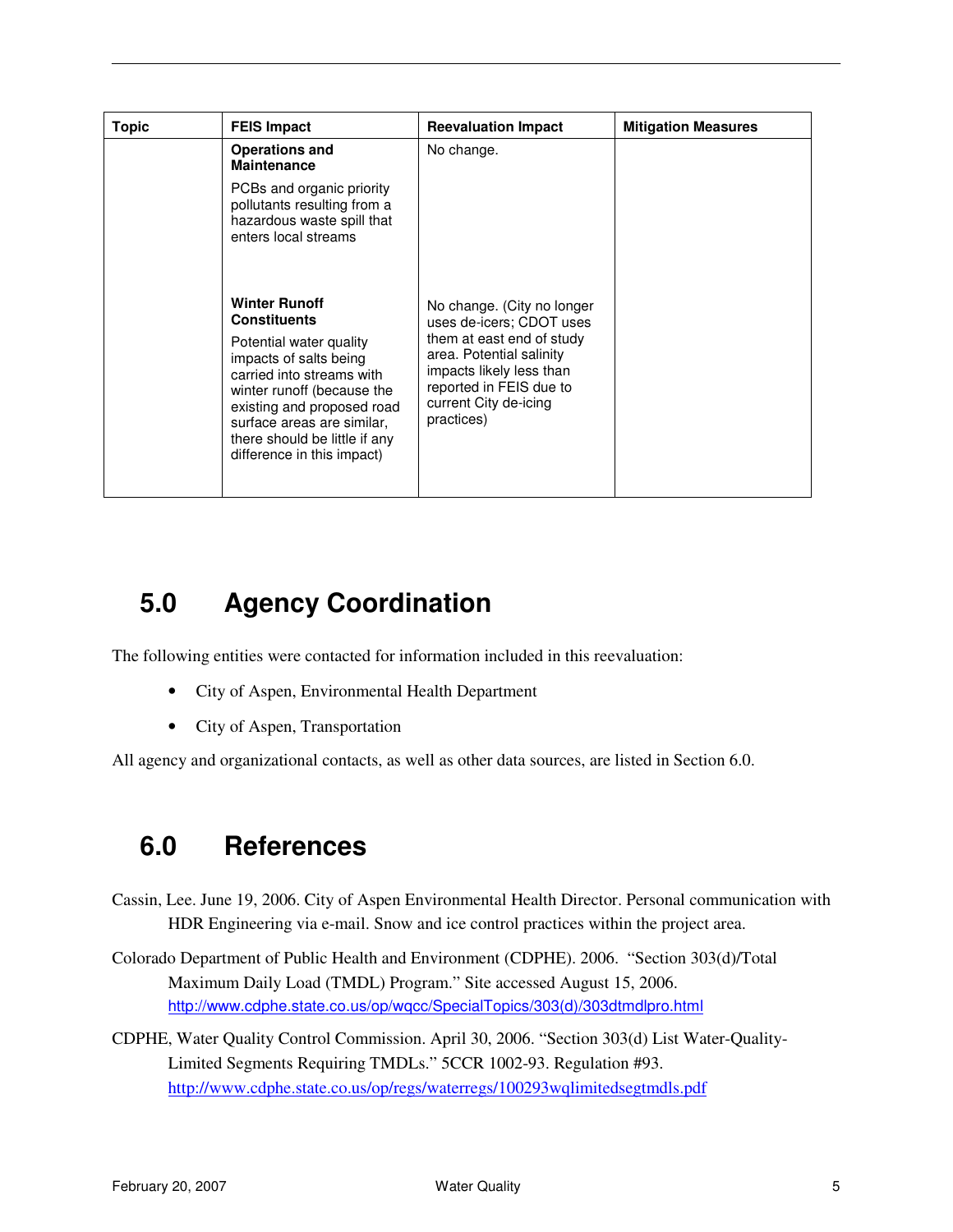| Topic | FEIS Impact | Reevaluation Impact | Mitigation Measures |
|---|---|---|---|
| | **Operations and Maintenance** PCBs and organic priority pollutants resulting from a hazardous waste spill that enters local streams | No change. | |
| | **Winter Runoff Constituents** Potential water quality impacts of salts being carried into streams with winter runoff (because the existing and proposed road surface areas are similar, there should be little if any difference in this impact) | No change. (City no longer uses de-icers; CDOT uses them at east end of study area. Potential salinity impacts likely less than reported in FEIS due to current City de-icing practices) | |

## 5.0 Agency Coordination

The following entities were contacted for information included in this reevaluation:

- City of Aspen, Environmental Health Department
- City of Aspen, Transportation

All agency and organizational contacts, as well as other data sources, are listed in Section 6.0.

## 6.0 References

Cassin, Lee. June 19, 2006. City of Aspen Environmental Health Director. Personal communication with HDR Engineering via e-mail. Snow and ice control practices within the project area.

Colorado Department of Public Health and Environment (CDPHE). 2006. "Section 303(d)/Total Maximum Daily Load (TMDL) Program." Site accessed August 15, 2006. http://www.cdphe.state.co.us/op/wqcc/SpecialTopics/303(d)/303dtmdlpro.html

CDPHE, Water Quality Control Commission. April 30, 2006. "Section 303(d) List Water-Quality-Limited Segments Requiring TMDLs." 5CCR 1002-93. Regulation #93. http://www.cdphe.state.co.us/op/regs/waterregs/100293wqlimitedsegtmdls.pdf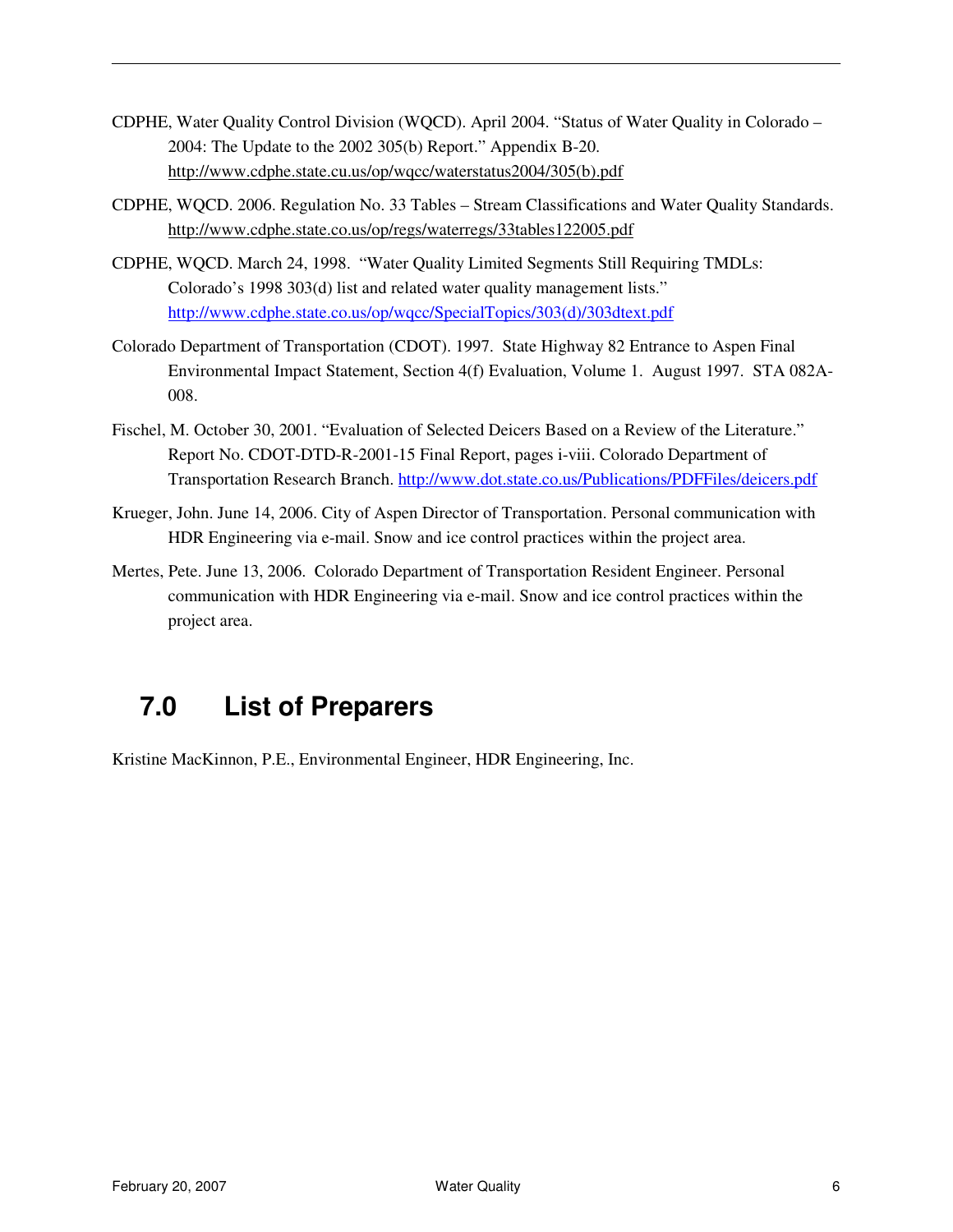CDPHE, Water Quality Control Division (WQCD). April 2004. "Status of Water Quality in Colorado – 2004: The Update to the 2002 305(b) Report." Appendix B-20. http://www.cdphe.state.cu.us/op/wqcc/waterstatus2004/305(b).pdf

CDPHE, WQCD. 2006. Regulation No. 33 Tables – Stream Classifications and Water Quality Standards. http://www.cdphe.state.co.us/op/regs/waterregs/33tables122005.pdf

CDPHE, WQCD. March 24, 1998. "Water Quality Limited Segments Still Requiring TMDLs: Colorado's 1998 303(d) list and related water quality management lists." http://www.cdphe.state.co.us/op/wqcc/SpecialTopics/303(d)/303dtext.pdf

Colorado Department of Transportation (CDOT). 1997. State Highway 82 Entrance to Aspen Final Environmental Impact Statement, Section 4(f) Evaluation, Volume 1. August 1997. STA 082A-008.

Fischel, M. October 30, 2001. "Evaluation of Selected Deicers Based on a Review of the Literature." Report No. CDOT-DTD-R-2001-15 Final Report, pages i-viii. Colorado Department of Transportation Research Branch. http://www.dot.state.co.us/Publications/PDFFiles/deicers.pdf

Krueger, John. June 14, 2006. City of Aspen Director of Transportation. Personal communication with HDR Engineering via e-mail. Snow and ice control practices within the project area.

Mertes, Pete. June 13, 2006. Colorado Department of Transportation Resident Engineer. Personal communication with HDR Engineering via e-mail. Snow and ice control practices within the project area.

# 7.0 List of Preparers

Kristine MacKinnon, P.E., Environmental Engineer, HDR Engineering, Inc.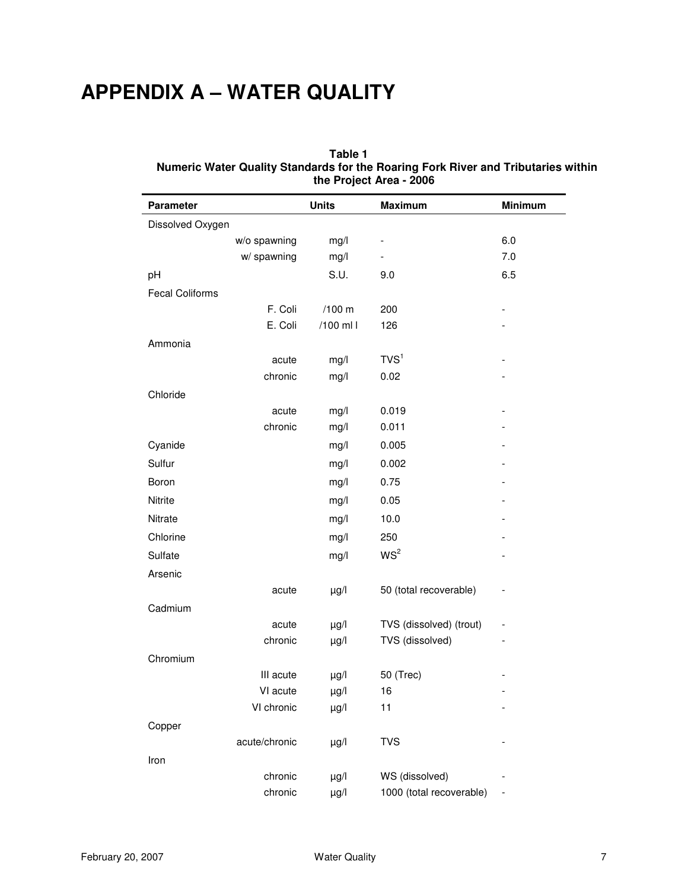# APPENDIX A – WATER QUALITY

**Table 1**
**Numeric Water Quality Standards for the Roaring Fork River and Tributaries within the Project Area - 2006**

| Parameter | | Units | Maximum | Minimum |
|---|---|---|---|---|
| Dissolved Oxygen | | | | |
| | w/o spawning | mg/l | - | 6.0 |
| | w/ spawning | mg/l | - | 7.0 |
| pH | | S.U. | 9.0 | 6.5 |
| Fecal Coliforms | | | | |
| | F. Coli | /100 m | 200 | - |
| | E. Coli | /100 ml l | 126 | - |
| Ammonia | | | | |
| | acute | mg/l | TVS[1] | - |
| | chronic | mg/l | 0.02 | - |
| Chloride | | | | |
| | acute | mg/l | 0.019 | - |
| | chronic | mg/l | 0.011 | - |
| Cyanide | | mg/l | 0.005 | - |
| Sulfur | | mg/l | 0.002 | - |
| Boron | | mg/l | 0.75 | - |
| Nitrite | | mg/l | 0.05 | - |
| Nitrate | | mg/l | 10.0 | - |
| Chlorine | | mg/l | 250 | - |
| Sulfate | | mg/l | WS[2] | - |
| Arsenic | | | | |
| | acute | µg/l | 50 (total recoverable) | - |
| Cadmium | | | | |
| | acute | µg/l | TVS (dissolved) (trout) | - |
| | chronic | µg/l | TVS (dissolved) | - |
| Chromium | | | | |
| | III acute | µg/l | 50 (Trec) | - |
| | VI acute | µg/l | 16 | - |
| | VI chronic | µg/l | 11 | - |
| Copper | | | | |
| | acute/chronic | µg/l | TVS | - |
| Iron | | | | |
| | chronic | µg/l | WS (dissolved) | - |
| | chronic | µg/l | 1000 (total recoverable) | - |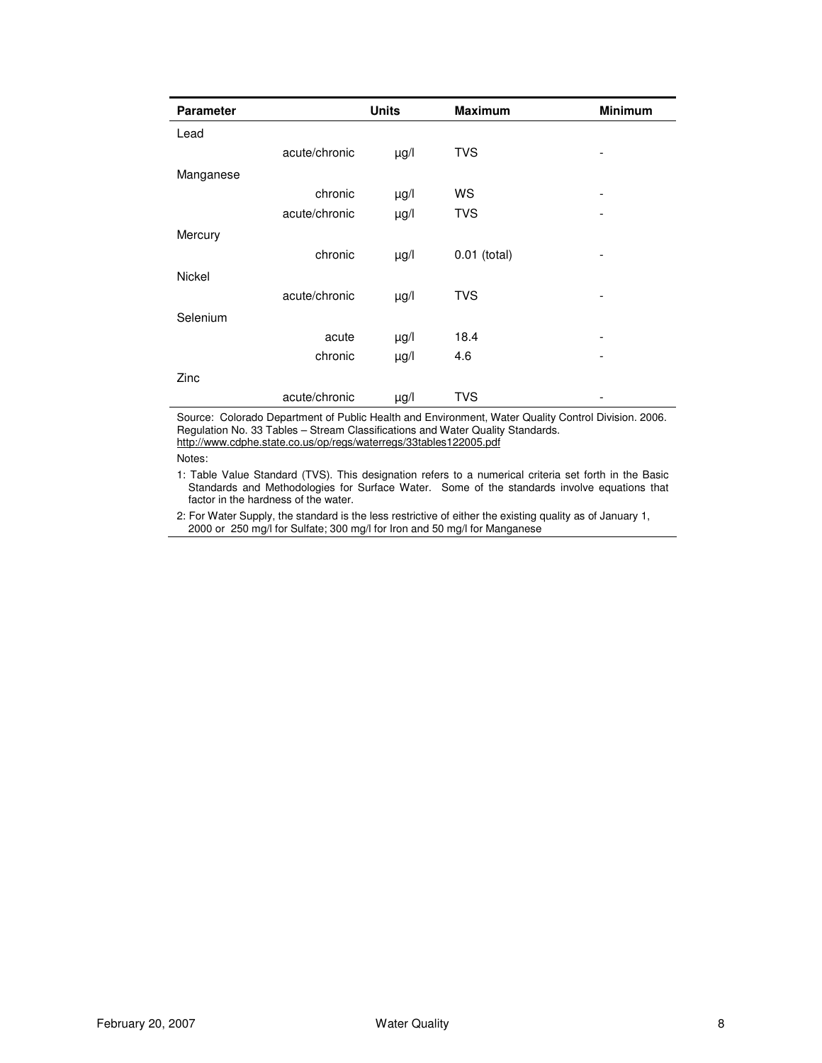| Parameter | | Units | Maximum | Minimum |
|---|---|---|---|---|
| Lead | | | | |
| | acute/chronic | µg/l | TVS | - |
| Manganese | | | | |
| | chronic | µg/l | WS | - |
| | acute/chronic | µg/l | TVS | - |
| Mercury | | | | |
| | chronic | µg/l | 0.01 (total) | - |
| Nickel | | | | |
| | acute/chronic | µg/l | TVS | - |
| Selenium | | | | |
| | acute | µg/l | 18.4 | - |
| | chronic | µg/l | 4.6 | - |
| Zinc | | | | |
| | acute/chronic | µg/l | TVS | - |

Source: Colorado Department of Public Health and Environment, Water Quality Control Division. 2006. Regulation No. 33 Tables – Stream Classifications and Water Quality Standards. http://www.cdphe.state.co.us/op/regs/waterregs/33tables122005.pdf

Notes:

1: Table Value Standard (TVS). This designation refers to a numerical criteria set forth in the Basic Standards and Methodologies for Surface Water. Some of the standards involve equations that factor in the hardness of the water.

2: For Water Supply, the standard is the less restrictive of either the existing quality as of January 1, 2000 or 250 mg/l for Sulfate; 300 mg/l for Iron and 50 mg/l for Manganese